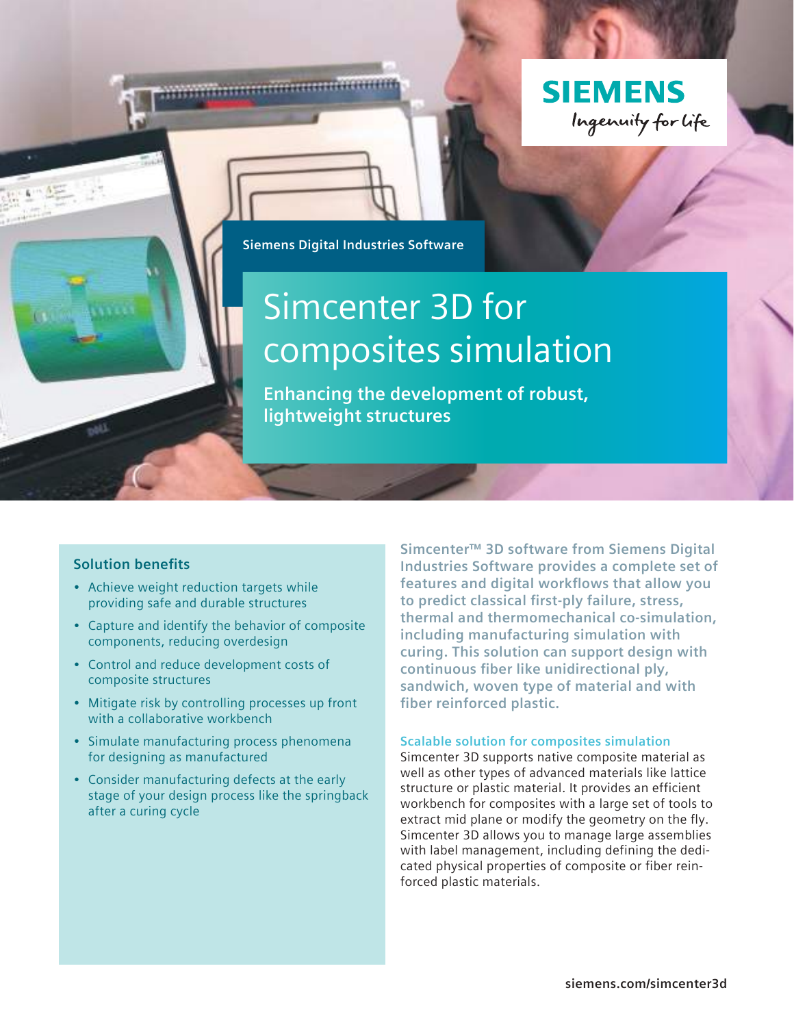SIEMENS

Ingenuity for life

Siemens Digital Industries Software

# Simcenter 3D for composites simulation

**Enhancing the development of robust, lightweight structures**

### Solution benefits

- Achieve weight reduction targets while providing safe and durable structures
- Capture and identify the behavior of composite components, reducing overdesign
- Control and reduce development costs of composite structures
- Mitigate risk by controlling processes up front with a collaborative workbench
- Simulate manufacturing process phenomena for designing as manufactured
- Consider manufacturing defects at the early stage of your design process like the springback after a curing cycle

**Simcenter™ 3D software from Siemens Digital Industries Software provides a complete set of features and digital workflows that allow you to predict classical first-ply failure, stress, thermal and thermomechanical co-simulation, including manufacturing simulation with curing. This solution can support design with continuous fiber like unidirectional ply, sandwich, woven type of material and with fiber reinforced plastic.**

### Scalable solution for composites simulation

Simcenter 3D supports native composite material as well as other types of advanced materials like lattice structure or plastic material. It provides an efficient workbench for composites with a large set of tools to extract mid plane or modify the geometry on the fly. Simcenter 3D allows you to manage large assemblies with label management, including defining the dedicated physical properties of composite or fiber reinforced plastic materials.

siemens.com/simcenter3d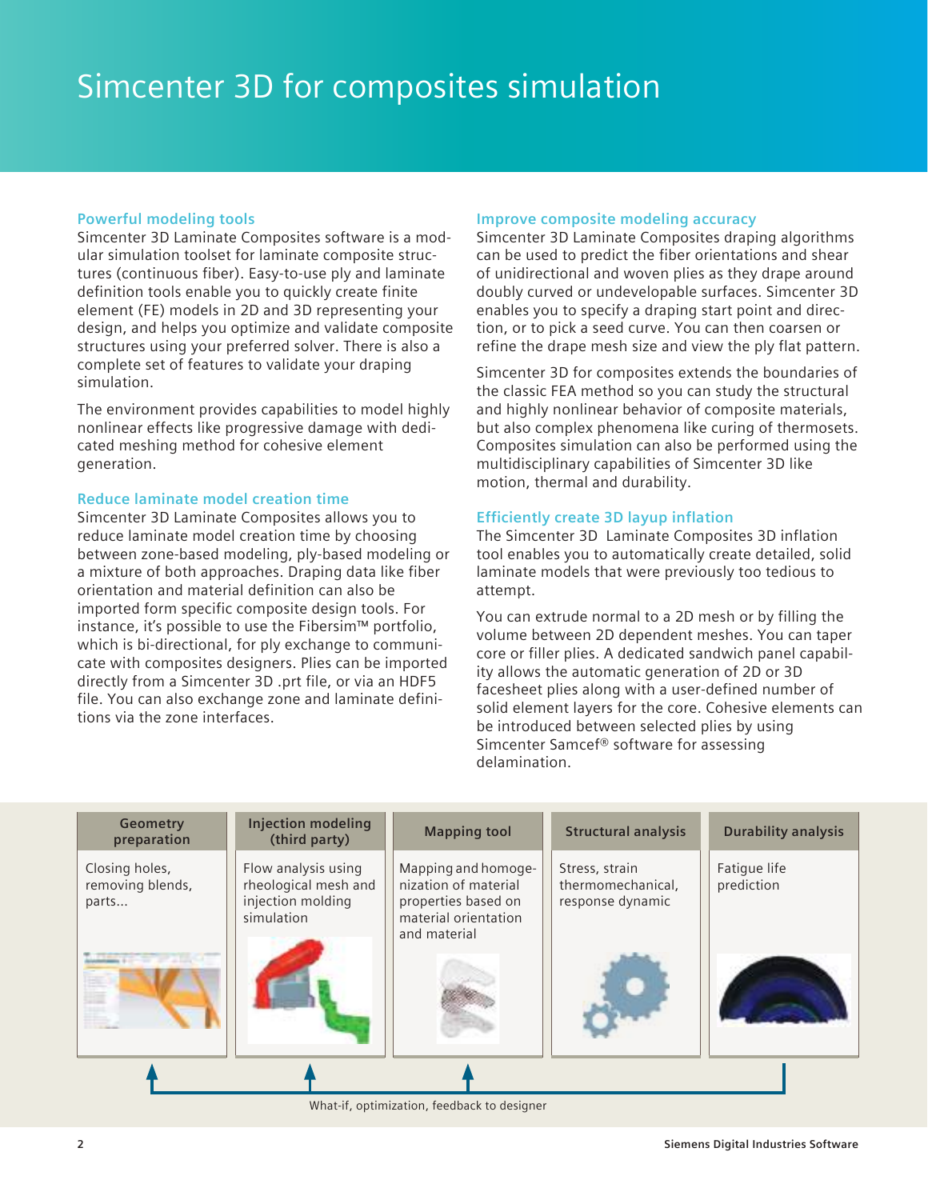# Simcenter 3D for composites simulation

## Powerful modeling tools

Simcenter 3D Laminate Composites software is a modular simulation toolset for laminate composite structures (continuous fiber). Easy-to-use ply and laminate definition tools enable you to quickly create finite element (FE) models in 2D and 3D representing your design, and helps you optimize and validate composite structures using your preferred solver. There is also a complete set of features to validate your draping simulation.

The environment provides capabilities to model highly nonlinear effects like progressive damage with dedicated meshing method for cohesive element generation.

## Reduce laminate model creation time

Simcenter 3D Laminate Composites allows you to reduce laminate model creation time by choosing between zone-based modeling, ply-based modeling or a mixture of both approaches. Draping data like fiber orientation and material definition can also be imported form specific composite design tools. For instance, it's possible to use the Fibersim™ portfolio, which is bi-directional, for ply exchange to communicate with composites designers. Plies can be imported directly from a Simcenter 3D .prt file, or via an HDF5 file. You can also exchange zone and laminate definitions via the zone interfaces.

## Improve composite modeling accuracy

Simcenter 3D Laminate Composites draping algorithms can be used to predict the fiber orientations and shear of unidirectional and woven plies as they drape around doubly curved or undevelopable surfaces. Simcenter 3D enables you to specify a draping start point and direction, or to pick a seed curve. You can then coarsen or refine the drape mesh size and view the ply flat pattern.

Simcenter 3D for composites extends the boundaries of the classic FEA method so you can study the structural and highly nonlinear behavior of composite materials, but also complex phenomena like curing of thermosets. Composites simulation can also be performed using the multidisciplinary capabilities of Simcenter 3D like motion, thermal and durability.

## Efficiently create 3D layup inflation

The Simcenter 3D Laminate Composites 3D inflation tool enables you to automatically create detailed, solid laminate models that were previously too tedious to attempt.

You can extrude normal to a 2D mesh or by filling the volume between 2D dependent meshes. You can taper core or filler plies. A dedicated sandwich panel capability allows the automatic generation of 2D or 3D facesheet plies along with a user-defined number of solid element layers for the core. Cohesive elements can be introduced between selected plies by using Simcenter Samcef® software for assessing delamination.

| Geometry preparation | Injection modeling (third party) | Mapping tool | Structural analysis | Durability analysis |
|---|---|---|---|---|
| Closing holes, removing blends, parts... | Flow analysis using rheological mesh and injection molding simulation | Mapping and homogenization of material properties based on material orientation and material | Stress, strain thermomechanical, response dynamic | Fatigue life prediction |

What-if, optimization, feedback to designer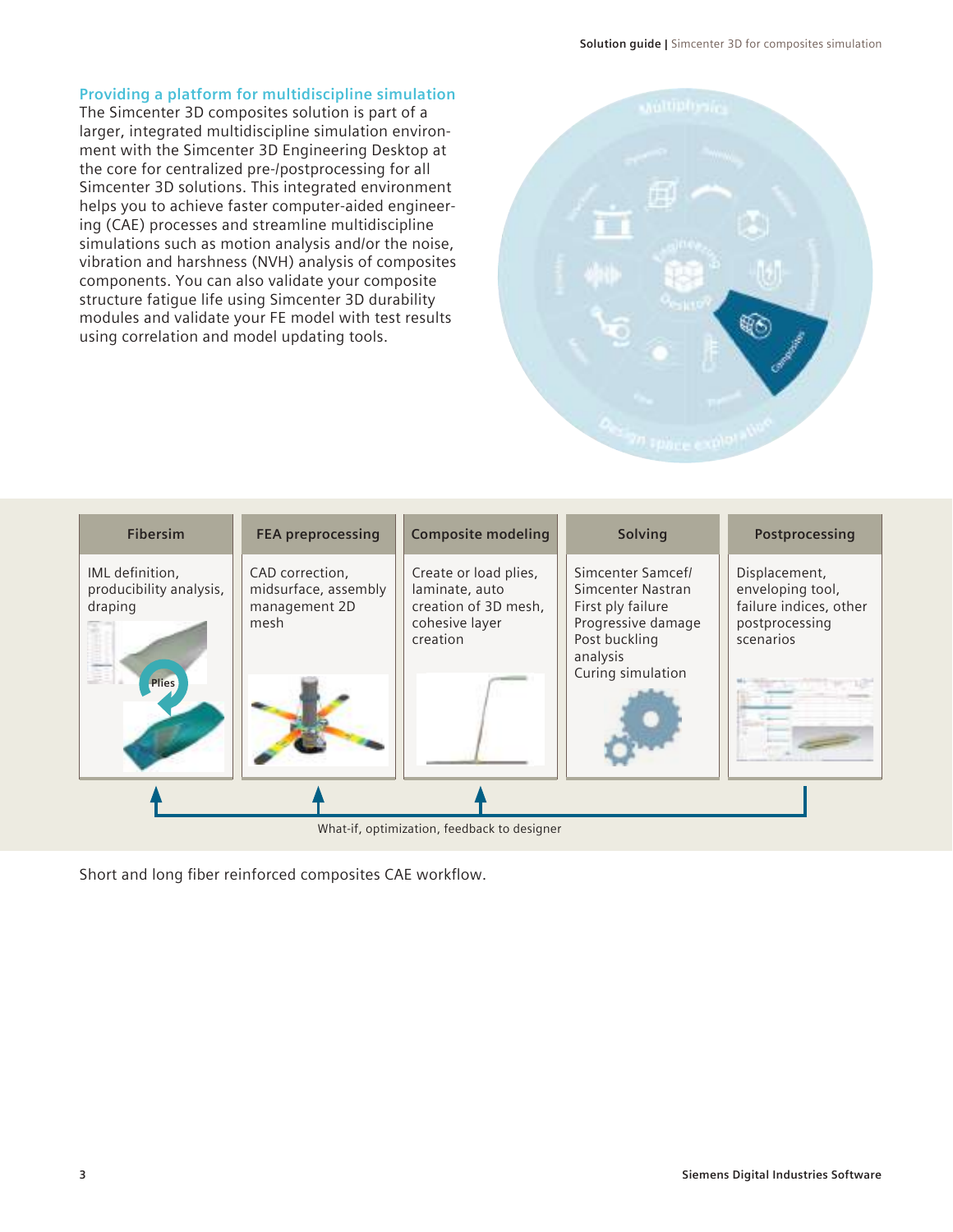## Providing a platform for multidiscipline simulation

The Simcenter 3D composites solution is part of a larger, integrated multidiscipline simulation environment with the Simcenter 3D Engineering Desktop at the core for centralized pre-/postprocessing for all Simcenter 3D solutions. This integrated environment helps you to achieve faster computer-aided engineering (CAE) processes and streamline multidiscipline simulations such as motion analysis and/or the noise, vibration and harshness (NVH) analysis of composites components. You can also validate your composite structure fatigue life using Simcenter 3D durability modules and validate your FE model with test results using correlation and model updating tools.

| Fibersim | FEA preprocessing | Composite modeling | Solving | Postprocessing |
|---|---|---|---|---|
| IML definition, producibility analysis, draping | CAD correction, midsurface, assembly management 2D mesh | Create or load plies, laminate, auto creation of 3D mesh, cohesive layer creation | Simcenter Samcef/ Simcenter Nastran First ply failure Progressive damage Post buckling analysis Curing simulation | Displacement, enveloping tool, failure indices, other postprocessing scenarios |

What-if, optimization, feedback to designer

Short and long fiber reinforced composites CAE workflow.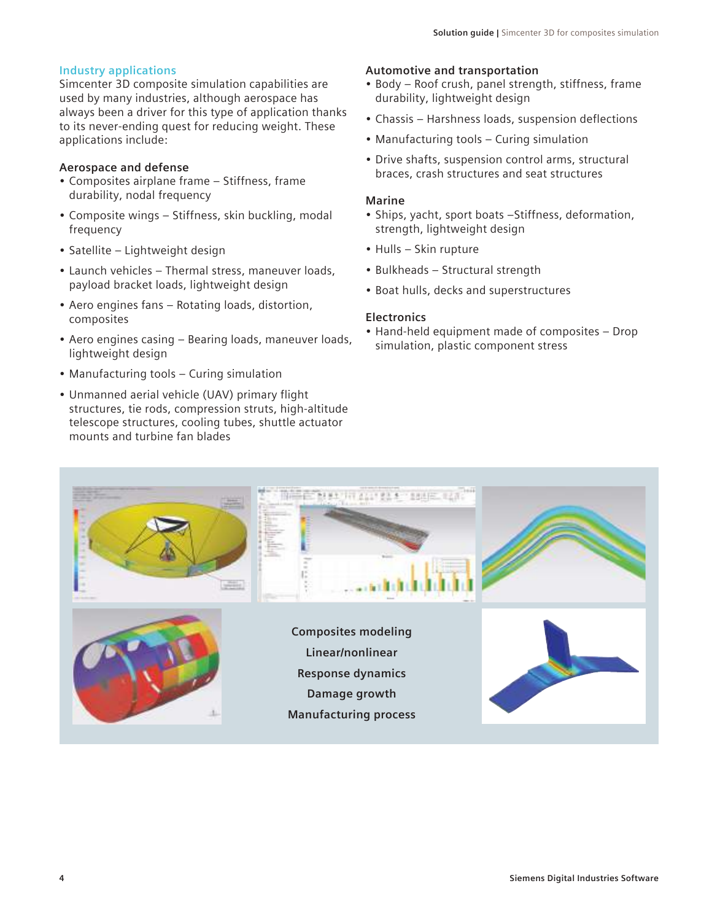## Industry applications

Simcenter 3D composite simulation capabilities are used by many industries, although aerospace has always been a driver for this type of application thanks to its never-ending quest for reducing weight. These applications include:

### Aerospace and defense

- Composites airplane frame – Stiffness, frame durability, nodal frequency
- Composite wings – Stiffness, skin buckling, modal frequency
- Satellite – Lightweight design
- Launch vehicles – Thermal stress, maneuver loads, payload bracket loads, lightweight design
- Aero engines fans – Rotating loads, distortion, composites
- Aero engines casing – Bearing loads, maneuver loads, lightweight design
- Manufacturing tools – Curing simulation
- Unmanned aerial vehicle (UAV) primary flight structures, tie rods, compression struts, high-altitude telescope structures, cooling tubes, shuttle actuator mounts and turbine fan blades

### Automotive and transportation

- Body – Roof crush, panel strength, stiffness, frame durability, lightweight design
- Chassis – Harshness loads, suspension deflections
- Manufacturing tools – Curing simulation
- Drive shafts, suspension control arms, structural braces, crash structures and seat structures

### Marine

- Ships, yacht, sport boats –Stiffness, deformation, strength, lightweight design
- Hulls – Skin rupture
- Bulkheads – Structural strength
- Boat hulls, decks and superstructures

### Electronics

- Hand-held equipment made of composites – Drop simulation, plastic component stress

**Composites modeling**

**Linear/nonlinear**

**Response dynamics**

**Damage growth**

**Manufacturing process**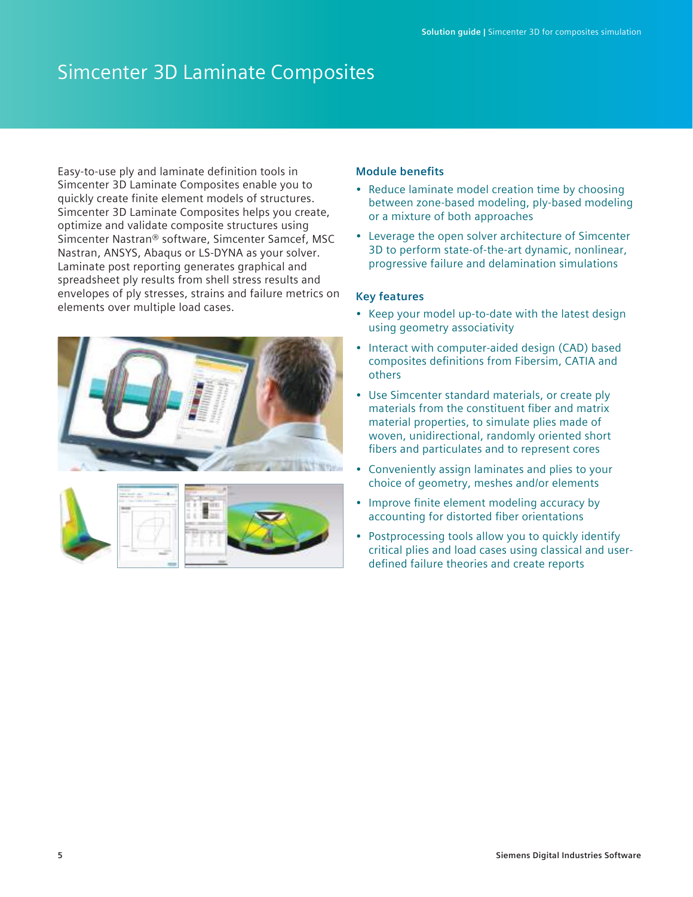# Simcenter 3D Laminate Composites

Easy-to-use ply and laminate definition tools in Simcenter 3D Laminate Composites enable you to quickly create finite element models of structures. Simcenter 3D Laminate Composites helps you create, optimize and validate composite structures using Simcenter Nastran® software, Simcenter Samcef, MSC Nastran, ANSYS, Abaqus or LS-DYNA as your solver. Laminate post reporting generates graphical and spreadsheet ply results from shell stress results and envelopes of ply stresses, strains and failure metrics on elements over multiple load cases.

### Module benefits

- Reduce laminate model creation time by choosing between zone-based modeling, ply-based modeling or a mixture of both approaches
- Leverage the open solver architecture of Simcenter 3D to perform state-of-the-art dynamic, nonlinear, progressive failure and delamination simulations

### Key features

- Keep your model up-to-date with the latest design using geometry associativity
- Interact with computer-aided design (CAD) based composites definitions from Fibersim, CATIA and others
- Use Simcenter standard materials, or create ply materials from the constituent fiber and matrix material properties, to simulate plies made of woven, unidirectional, randomly oriented short fibers and particulates and to represent cores
- Conveniently assign laminates and plies to your choice of geometry, meshes and/or elements
- Improve finite element modeling accuracy by accounting for distorted fiber orientations
- Postprocessing tools allow you to quickly identify critical plies and load cases using classical and user-defined failure theories and create reports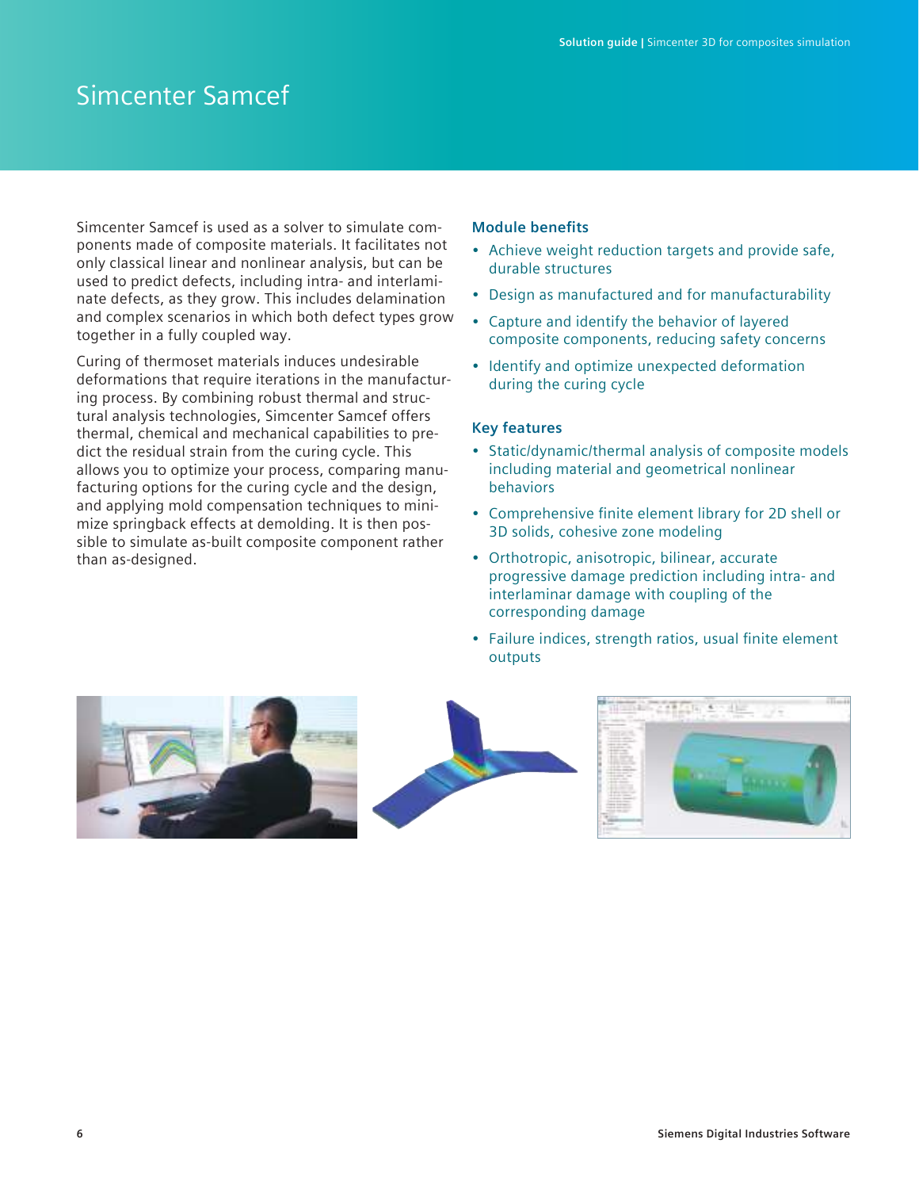# Simcenter Samcef

Simcenter Samcef is used as a solver to simulate components made of composite materials. It facilitates not only classical linear and nonlinear analysis, but can be used to predict defects, including intra- and interlaminate defects, as they grow. This includes delamination and complex scenarios in which both defect types grow together in a fully coupled way.

Curing of thermoset materials induces undesirable deformations that require iterations in the manufacturing process. By combining robust thermal and structural analysis technologies, Simcenter Samcef offers thermal, chemical and mechanical capabilities to predict the residual strain from the curing cycle. This allows you to optimize your process, comparing manufacturing options for the curing cycle and the design, and applying mold compensation techniques to minimize springback effects at demolding. It is then possible to simulate as-built composite component rather than as-designed.

### Module benefits

- Achieve weight reduction targets and provide safe, durable structures
- Design as manufactured and for manufacturability
- Capture and identify the behavior of layered composite components, reducing safety concerns
- Identify and optimize unexpected deformation during the curing cycle

### Key features

- Static/dynamic/thermal analysis of composite models including material and geometrical nonlinear behaviors
- Comprehensive finite element library for 2D shell or 3D solids, cohesive zone modeling
- Orthotropic, anisotropic, bilinear, accurate progressive damage prediction including intra- and interlaminar damage with coupling of the corresponding damage
- Failure indices, strength ratios, usual finite element outputs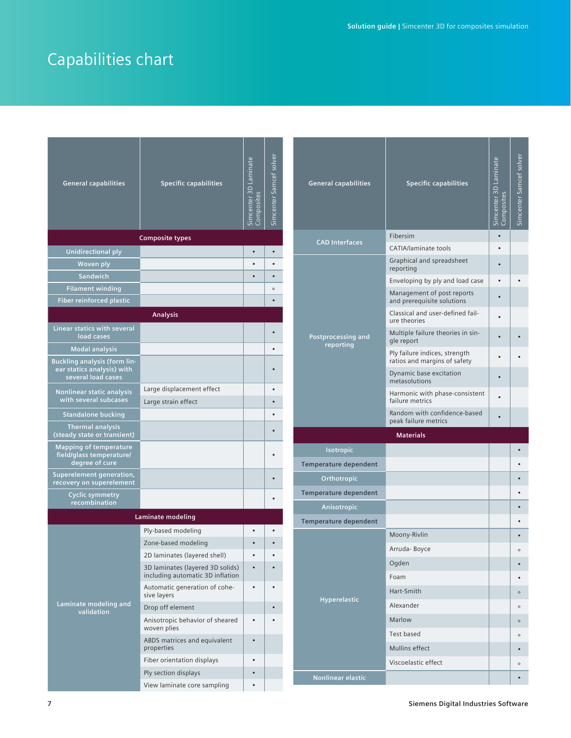# Capabilities chart

| General capabilities | Specific capabilities | Simcenter 3D Laminate Composites | Simcenter Samcef solver |
|---|---|---|---|
| **Composite types** | | | |
| Unidirectional ply | | • | • |
| Woven ply | | • | • |
| Sandwich | | • | • |
| Filament winding | | | ◦ |
| Fiber reinforced plastic | | | • |
| **Analysis** | | | |
| Linear statics with several load cases | | | • |
| Modal analysis | | | • |
| Buckling analysis (form linear statics analysis) with several load cases | | | • |
| Nonlinear static analysis with several subcases | Large displacement effect | | • |
| | Large strain effect | | • |
| Standalone bucking | | | • |
| Thermal analysis (steady state or transient) | | | • |
| Mapping of temperature field/glass temperature/ degree of cure | | | • |
| Superelement generation, recovery on superelement | | | • |
| Cyclic symmetry recombination | | | • |
| **Laminate modeling** | | | |
| Laminate modeling and validation | Ply-based modeling | • | • |
| | Zone-based modeling | • | • |
| | 2D laminates (layered shell) | • | • |
| | 3D laminates (layered 3D solids) including automatic 3D inflation | • | • |
| | Automatic generation of cohesive layers | • | • |
| | Drop off element | | • |
| | Anisotropic behavior of sheared woven plies | • | • |
| | ABDS matrices and equivalent properties | • | |
| | Fiber orientation displays | • | |
| | Ply section displays | • | |
| | View laminate core sampling | • | |

| General capabilities | Specific capabilities | Simcenter 3D Laminate Composites | Simcenter Samcef solver |
|---|---|---|---|
| CAD Interfaces | Fibersim | • | |
| | CATIA/laminate tools | • | |
| Postprocessing and reporting | Graphical and spreadsheet reporting | • | |
| | Enveloping by ply and load case | • | • |
| | Management of post reports and prerequisite solutions | • | |
| | Classical and user-defined failure theories | • | |
| | Multiple failure theories in single report | • | • |
| | Ply failure indices, strength ratios and margins of safety | • | • |
| | Dynamic base excitation metasolutions | • | |
| | Harmonic with phase-consistent failure metrics | • | |
| | Random with confidence-based peak failure metrics | • | |
| **Materials** | | | |
| Isotropic | | | • |
| Temperature dependent | | | • |
| Orthotropic | | | • |
| Temperature dependent | | | • |
| Anisotropic | | | • |
| Temperature dependent | | | • |
| Hyperelastic | Moony-Rivlin | | • |
| | Arruda- Boyce | | ◦ |
| | Ogden | | • |
| | Foam | | • |
| | Hart-Smith | | ◦ |
| | Alexander | | ◦ |
| | Marlow | | ◦ |
| | Test based | | ◦ |
| | Mullins effect | | • |
| | Viscoelastic effect | | ◦ |
| Nonlinear elastic | | | • |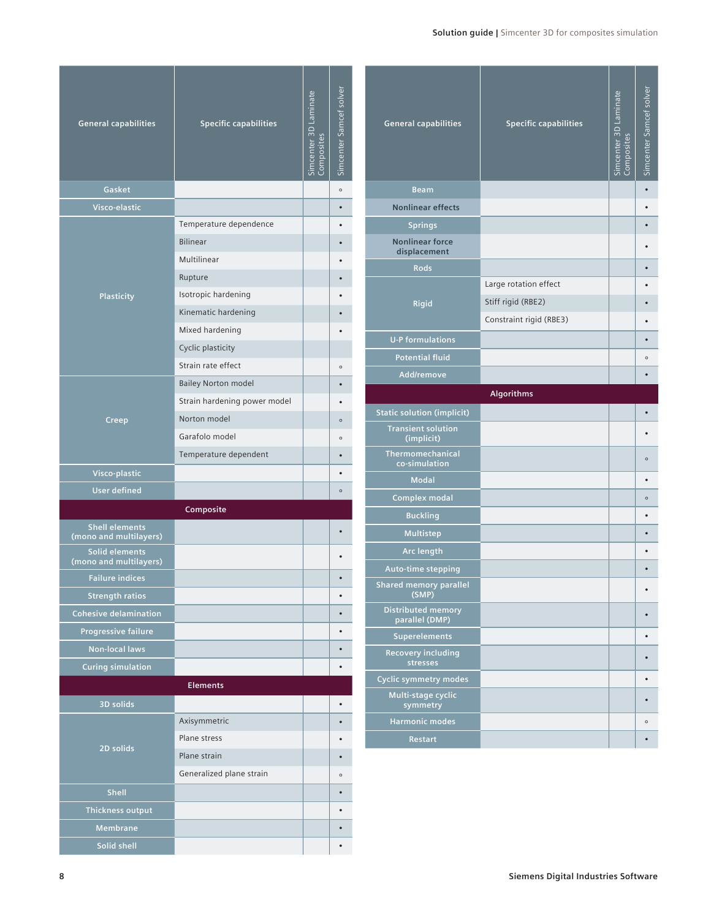| General capabilities | Specific capabilities | Simcenter 3D Laminate Composites | Simcenter Samcef solver |
|---|---|---|---|
| Gasket | | | ◦ |
| Visco-elastic | | | • |
| Plasticity | Temperature dependence | | • |
| | Bilinear | | • |
| | Multilinear | | • |
| | Rupture | | • |
| | Isotropic hardening | | • |
| | Kinematic hardening | | • |
| | Mixed hardening | | • |
| | Cyclic plasticity | | |
| | Strain rate effect | | ◦ |
| Creep | Bailey Norton model | | • |
| | Strain hardening power model | | • |
| | Norton model | | ◦ |
| | Garafolo model | | ◦ |
| | Temperature dependent | | • |
| Visco-plastic | | | • |
| User defined | | | ◦ |
| **Composite** | | | |
| Shell elements (mono and multilayers) | | | • |
| Solid elements (mono and multilayers) | | | • |
| Failure indices | | | • |
| Strength ratios | | | • |
| Cohesive delamination | | | • |
| Progressive failure | | | • |
| Non-local laws | | | • |
| Curing simulation | | | • |
| **Elements** | | | |
| 3D solids | | | • |
| 2D solids | Axisymmetric | | • |
| | Plane stress | | • |
| | Plane strain | | • |
| | Generalized plane strain | | ◦ |
| Shell | | | • |
| Thickness output | | | • |
| Membrane | | | • |
| Solid shell | | | • |

| General capabilities | Specific capabilities | Simcenter 3D Laminate Composites | Simcenter Samcef solver |
|---|---|---|---|
| Beam | | | • |
| Nonlinear effects | | | • |
| Springs | | | • |
| Nonlinear force displacement | | | • |
| Rods | | | • |
| Rigid | Large rotation effect | | • |
| | Stiff rigid (RBE2) | | • |
| | Constraint rigid (RBE3) | | • |
| U-P formulations | | | • |
| Potential fluid | | | ◦ |
| Add/remove | | | • |
| **Algorithms** | | | |
| Static solution (implicit) | | | • |
| Transient solution (implicit) | | | • |
| Thermomechanical co-simulation | | | ◦ |
| Modal | | | • |
| Complex modal | | | ◦ |
| Buckling | | | • |
| Multistep | | | • |
| Arc length | | | • |
| Auto-time stepping | | | • |
| Shared memory parallel (SMP) | | | • |
| Distributed memory parallel (DMP) | | | • |
| Superelements | | | • |
| Recovery including stresses | | | • |
| Cyclic symmetry modes | | | • |
| Multi-stage cyclic symmetry | | | • |
| Harmonic modes | | | ◦ |
| Restart | | | • |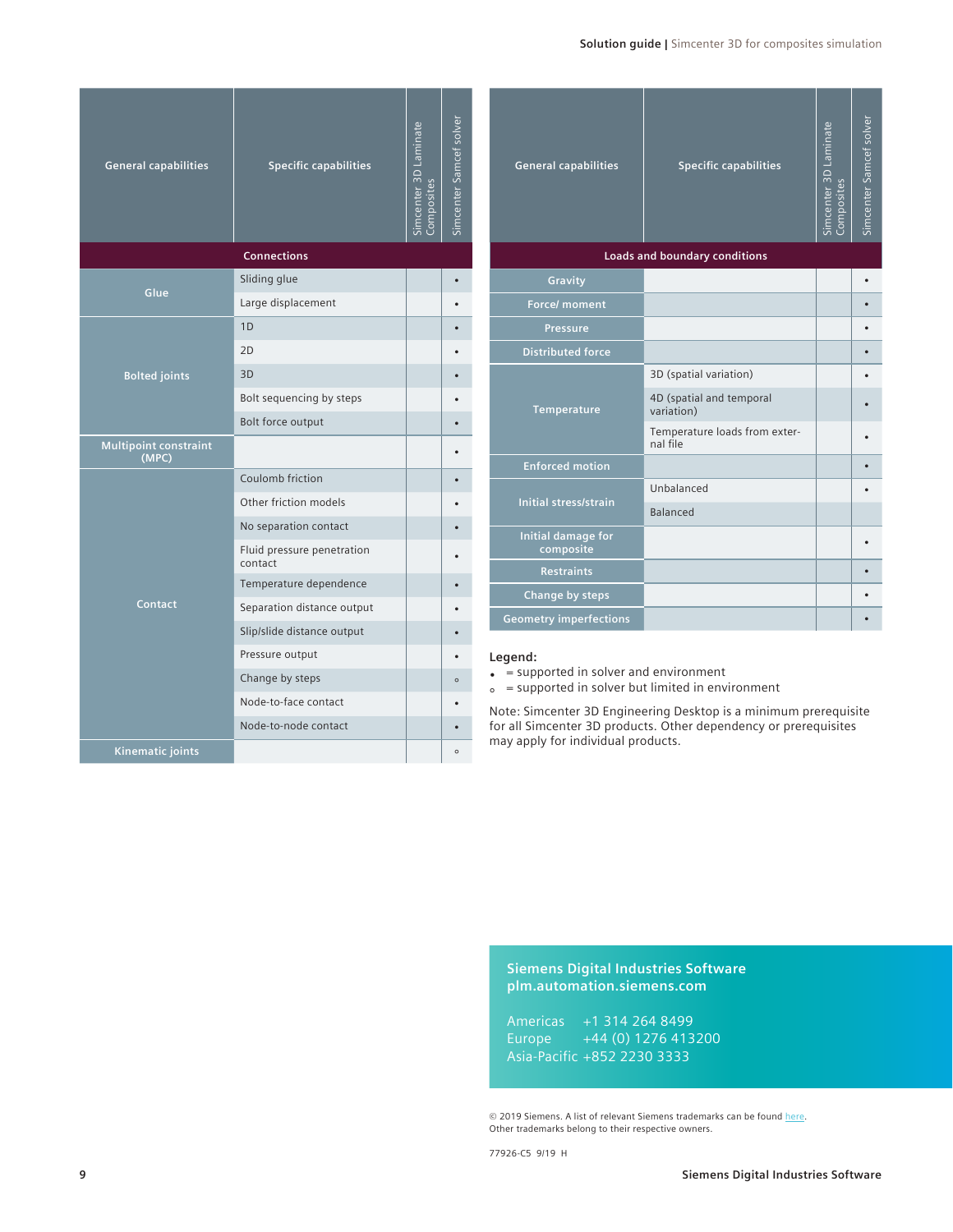| General capabilities | Specific capabilities | Simcenter 3D Laminate Composites | Simcenter Samcef solver |
|---|---|---|---|
| **Connections** | | | |
| Glue | Sliding glue | | • |
| | Large displacement | | • |
| Bolted joints | 1D | | • |
| | 2D | | • |
| | 3D | | • |
| | Bolt sequencing by steps | | • |
| | Bolt force output | | • |
| Multipoint constraint (MPC) | | | • |
| Contact | Coulomb friction | | • |
| | Other friction models | | • |
| | No separation contact | | • |
| | Fluid pressure penetration contact | | • |
| | Temperature dependence | | • |
| | Separation distance output | | • |
| | Slip/slide distance output | | • |
| | Pressure output | | • |
| | Change by steps | | ∘ |
| | Node-to-face contact | | • |
| | Node-to-node contact | | • |
| Kinematic joints | | | ∘ |

| General capabilities | Specific capabilities | Simcenter 3D Laminate Composites | Simcenter Samcef solver |
|---|---|---|---|
| **Loads and boundary conditions** | | | |
| Gravity | | | • |
| Force/ moment | | | • |
| Pressure | | | • |
| Distributed force | | | • |
| Temperature | 3D (spatial variation) | | • |
| | 4D (spatial and temporal variation) | | • |
| | Temperature loads from external file | | • |
| Enforced motion | | | • |
| Initial stress/strain | Unbalanced | | • |
| | Balanced | | |
| Initial damage for composite | | | • |
| Restraints | | | • |
| Change by steps | | | • |
| Geometry imperfections | | | • |

**Legend:**

- • = supported in solver and environment
- ∘ = supported in solver but limited in environment

Note: Simcenter 3D Engineering Desktop is a minimum prerequisite for all Simcenter 3D products. Other dependency or prerequisites may apply for individual products.

**Siemens Digital Industries Software**
**plm.automation.siemens.com**

Americas +1 314 264 8499
Europe +44 (0) 1276 413200
Asia-Pacific +852 2230 3333

© 2019 Siemens. A list of relevant Siemens trademarks can be found here. Other trademarks belong to their respective owners.

77926-C5 9/19 H